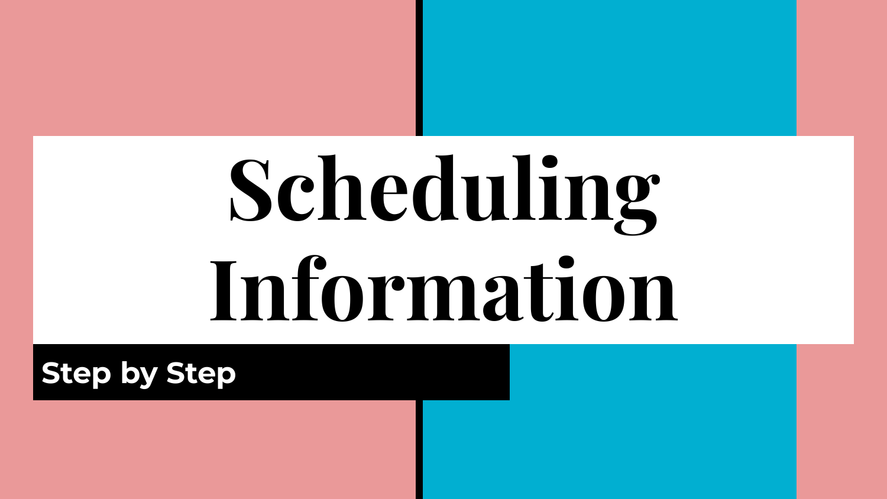# Scheduling Information

**Step by Step**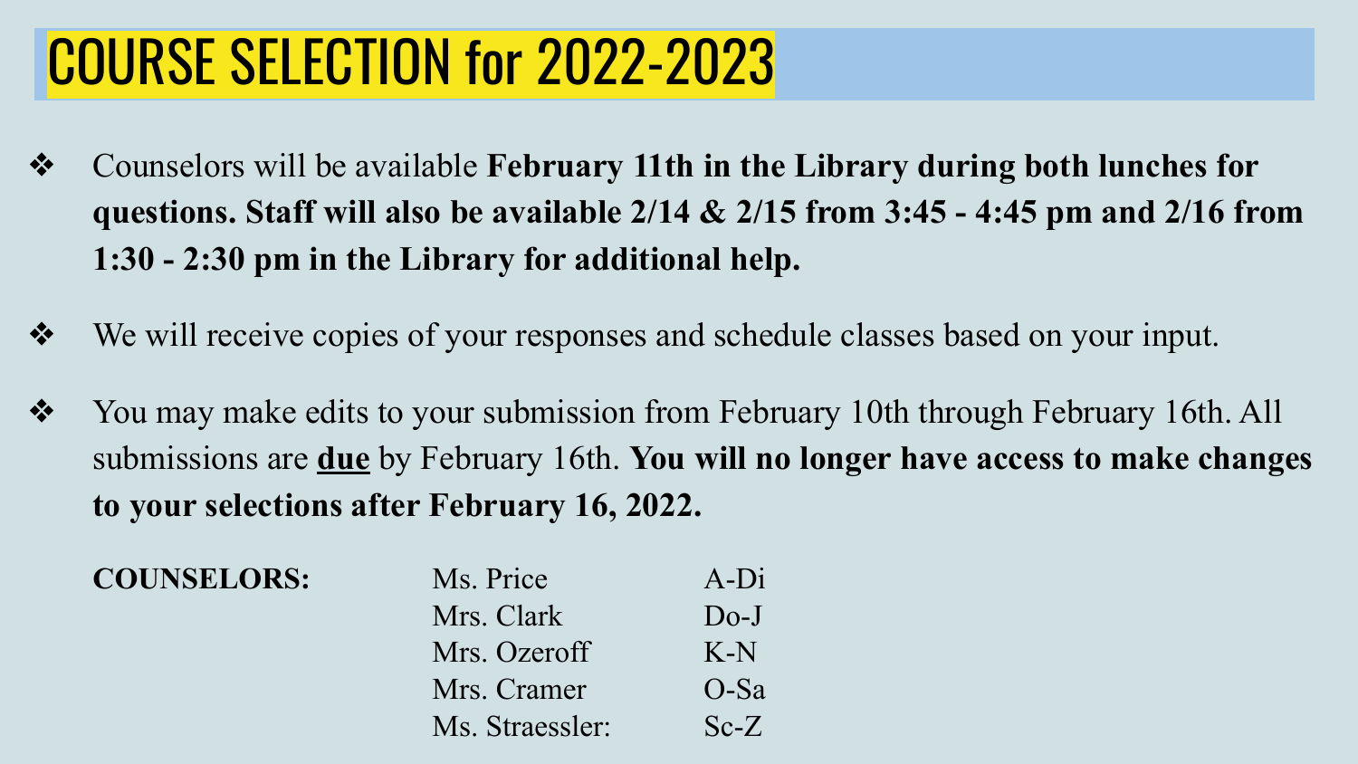# COURSE SELECTION for 2022-2023

- Counselors will be available **February 11th in the Library during both lunches for questions. Staff will also be available 2/14 & 2/15 from 3:45 - 4:45 pm and 2/16 from 1:30 - 2:30 pm in the Library for additional help.**
- We will receive copies of your responses and schedule classes based on your input.
- You may make edits to your submission from February 10th through February 16th. All submissions are <u>**due**</u> by February 16th. **You will no longer have access to make changes to your selections after February 16, 2022.**

| | | |
|---|---|---|
| **COUNSELORS:** | Ms. Price | A-Di |
| | Mrs. Clark | Do-J |
| | Mrs. Ozeroff | K-N |
| | Mrs. Cramer | O-Sa |
| | Ms. Straessler: | Sc-Z |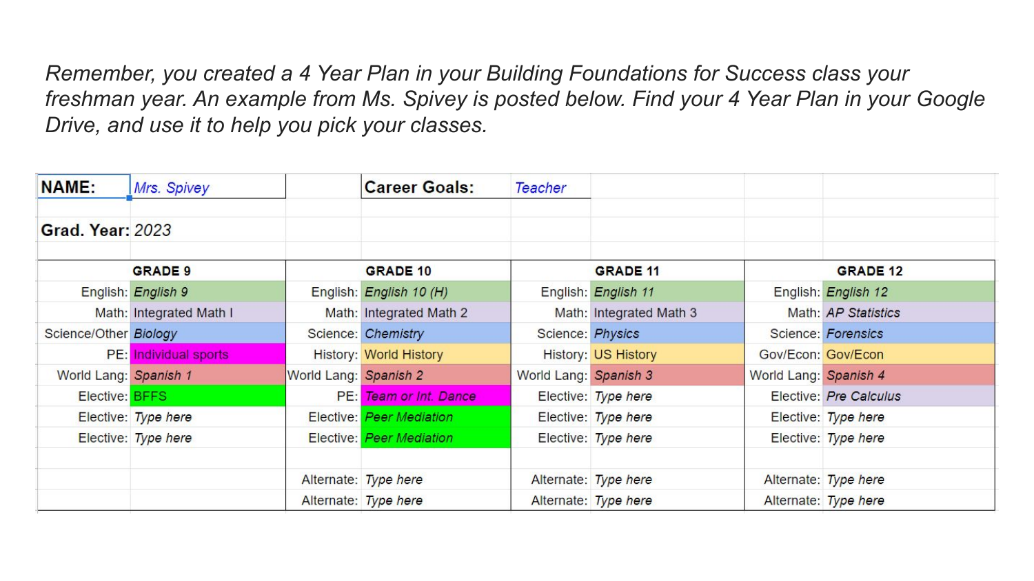*Remember, you created a 4 Year Plan in your Building Foundations for Success class your freshman year. An example from Ms. Spivey is posted below. Find your 4 Year Plan in your Google Drive, and use it to help pick your classes.*

| | | | | | | | |
|---|---|---|---|---|---|---|---|
| **NAME:** | *Mrs. Spivey* | | **Career Goals:** | *Teacher* | | | |
| **Grad. Year:** 2023 | | | | | | | |
| | **GRADE 9** | | **GRADE 10** | | **GRADE 11** | | **GRADE 12** |
| English: | *English 9* | English: | *English 10 (H)* | English: | *English 11* | English: | *English 12* |
| Math: | Integrated Math I | Math: | Integrated Math 2 | Math: | Integrated Math 3 | Math: | *AP Statistics* |
| Science/Other | *Biology* | Science: | *Chemistry* | Science: | *Physics* | Science: | *Forensics* |
| PE: | Individual sports | History: | World History | History: | US History | Gov/Econ: | Gov/Econ |
| World Lang: | *Spanish 1* | World Lang: | *Spanish 2* | World Lang: | *Spanish 3* | World Lang: | *Spanish 4* |
| Elective: | BFFS | PE: | *Team or Int. Dance* | Elective: | *Type here* | Elective: | *Pre Calculus* |
| Elective: | *Type here* | Elective: | *Peer Mediation* | Elective: | *Type here* | Elective: | *Type here* |
| Elective: | *Type here* | Elective: | *Peer Mediation* | Elective: | *Type here* | Elective: | *Type here* |
| | | Alternate: | *Type here* | Alternate: | *Type here* | Alternate: | *Type here* |
| | | Alternate: | *Type here* | Alternate: | *Type here* | Alternate: | *Type here* |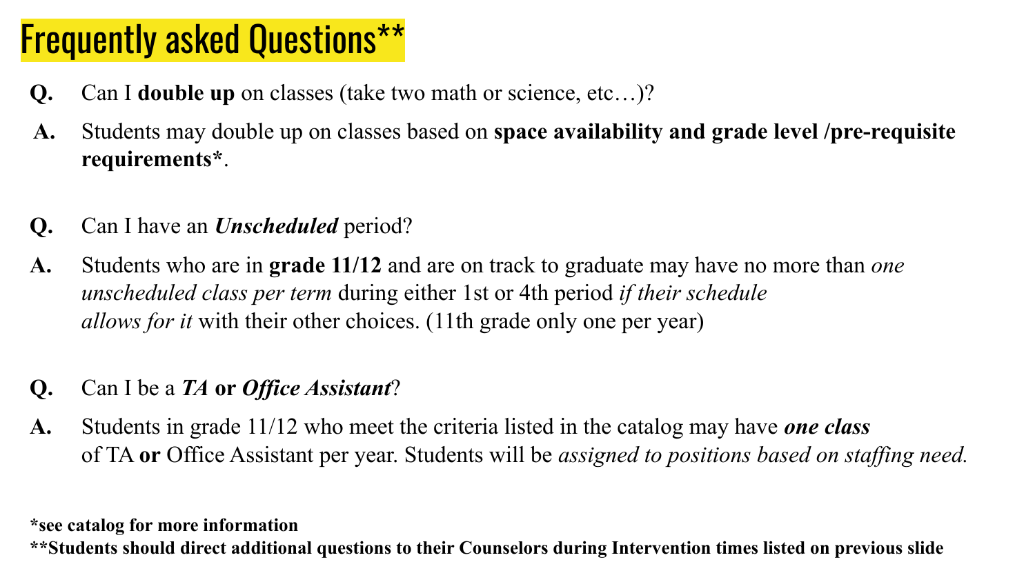# Frequently asked Questions**

**Q.** Can I **double up** on classes (take two math or science, etc…)?

**A.** Students may double up on classes based on **space availability and grade level /pre-requisite requirements***.

**Q.** Can I have an ***Unscheduled*** period?

**A.** Students who are in **grade 11/12** and are on track to graduate may have no more than *one unscheduled class per term* during either 1st or 4th period *if their schedule allows for it* with their other choices. (11th grade only one per year)

**Q.** Can I be a ***TA*** **or** ***Office Assistant***?

**A.** Students in grade 11/12 who meet the criteria listed in the catalog may have ***one class*** of TA **or** Office Assistant per year. Students will be *assigned to positions based on staffing need.*

**\*see catalog for more information**

**\*\*Students should direct additional questions to their Counselors during Intervention times listed on previous slide**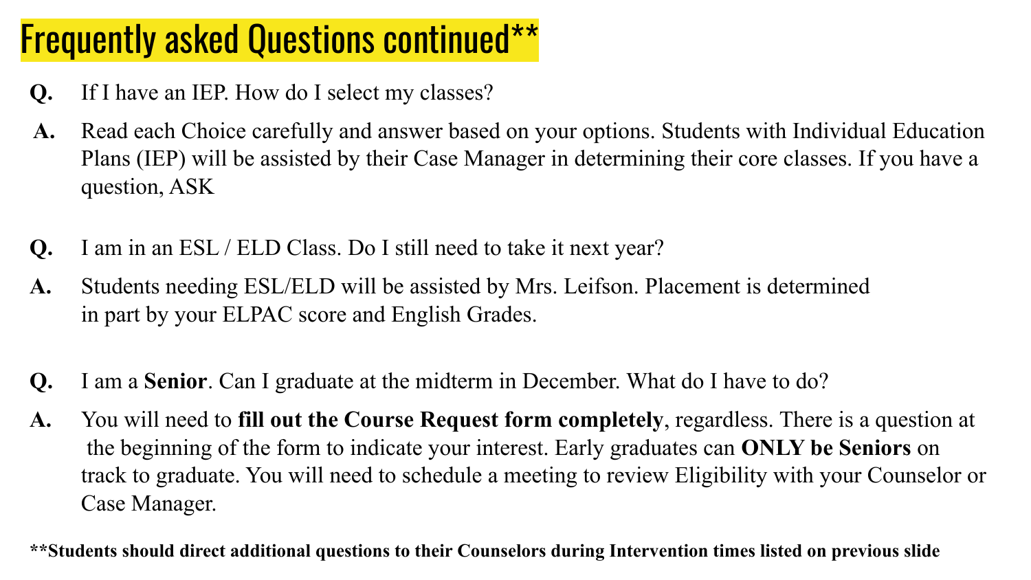# Frequently asked Questions continued**

**Q.** If I have an IEP. How do I select my classes?

**A.** Read each Choice carefully and answer based on your options. Students with Individual Education Plans (IEP) will be assisted by their Case Manager in determining their core classes. If you have a question, ASK

**Q.** I am in an ESL / ELD Class. Do I still need to take it next year?

**A.** Students needing ESL/ELD will be assisted by Mrs. Leifson. Placement is determined in part by your ELPAC score and English Grades.

**Q.** I am a **Senior**. Can I graduate at the midterm in December. What do I have to do?

**A.** You will need to **fill out the Course Request form completely**, regardless. There is a question at the beginning of the form to indicate your interest. Early graduates can **ONLY be Seniors** on track to graduate. You will need to schedule a meeting to review Eligibility with your Counselor or Case Manager.

****Students should direct additional questions to their Counselors during Intervention times listed on previous slide**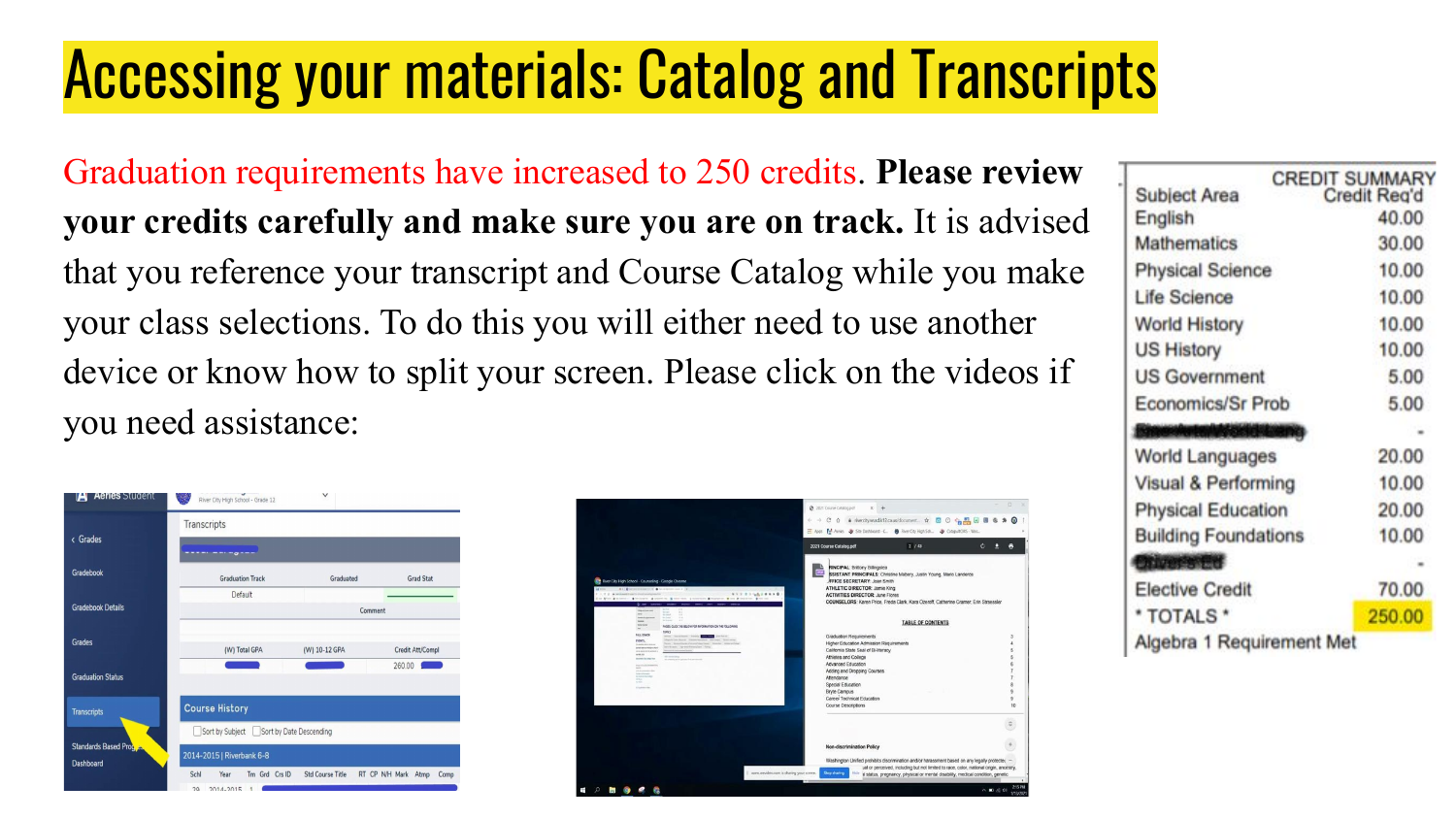# Accessing your materials: Catalog and Transcripts

Graduation requirements have increased to 250 credits. **Please review your credits carefully and make sure you are on track.** It is advised that you reference your transcript and Course Catalog while you make your class selections. To do this you will either need to use another device or know how to split your screen. Please click on the videos if you need assistance:

| Subject Area | CREDIT SUMMARY Credit Req'd |
|---|---|
| English | 40.00 |
| Mathematics | 30.00 |
| Physical Science | 10.00 |
| Life Science | 10.00 |
| World History | 10.00 |
| US History | 10.00 |
| US Government | 5.00 |
| Economics/Sr Prob | 5.00 |
| | - |
| World Languages | 20.00 |
| Visual & Performing | 10.00 |
| Physical Education | 20.00 |
| Building Foundations | 10.00 |
| | - |
| Elective Credit | 70.00 |
| * TOTALS * | 250.00 |
| Algebra 1 Requirement Met | |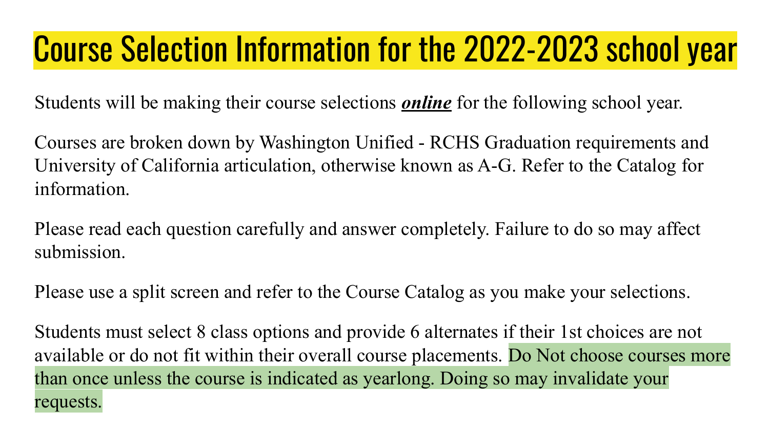# Course Selection Information for the 2022-2023 school year

Students will be making their course selections ***online*** for the following school year.

Courses are broken down by Washington Unified - RCHS Graduation requirements and University of California articulation, otherwise known as A-G. Refer to the Catalog for information.

Please read each question carefully and answer completely. Failure to do so may affect submission.

Please use a split screen and refer to the Course Catalog as you make your selections.

Students must select 8 class options and provide 6 alternates if their 1st choices are not available or do not fit within their overall course placements. Do Not choose courses more than once unless the course is indicated as yearlong. Doing so may invalidate your requests.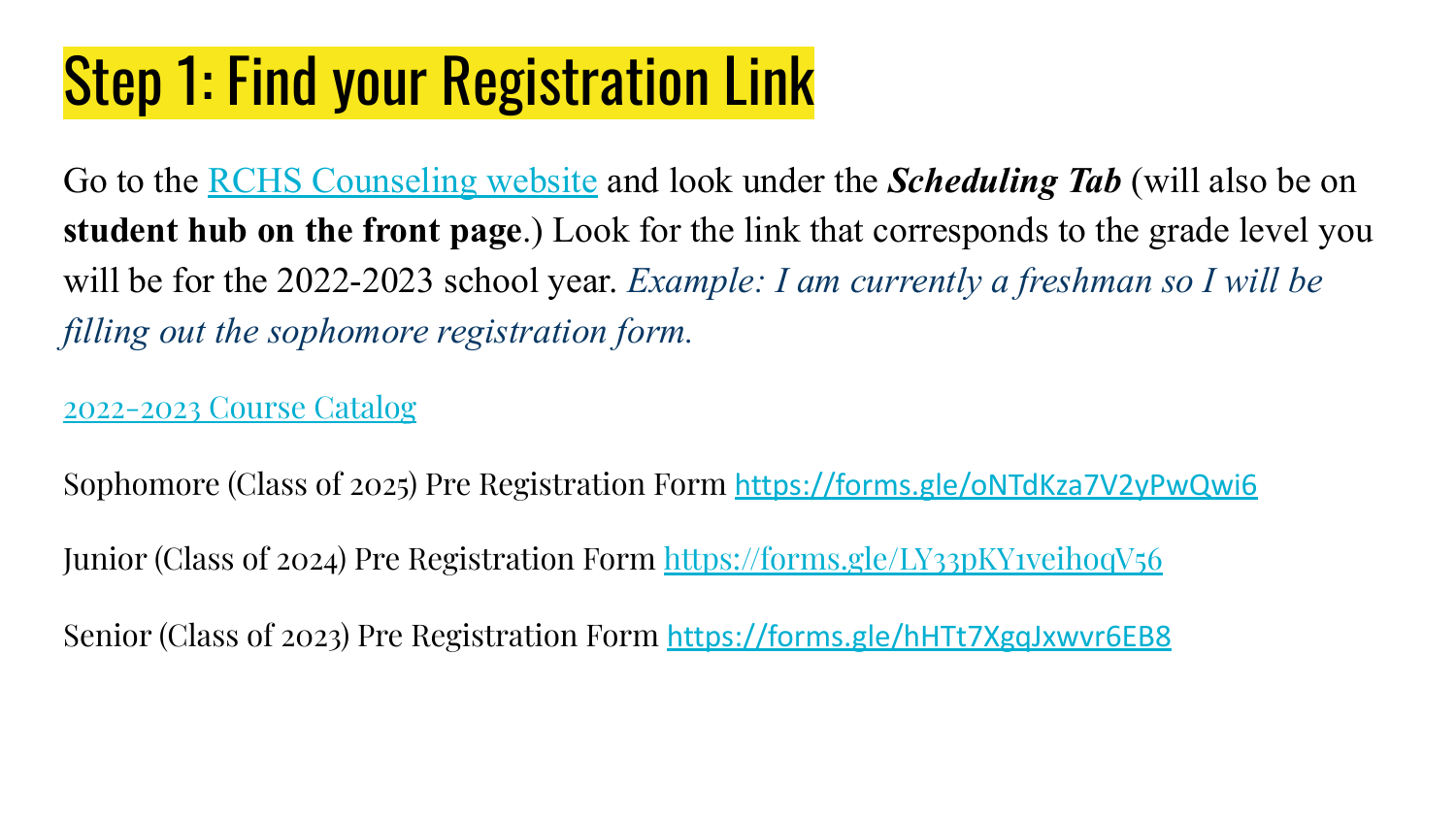# Step 1: Find your Registration Link

Go to the RCHS Counseling website and look under the ***Scheduling Tab*** (will also be on **student hub on the front page**.) Look for the link that corresponds to the grade level you will be for the 2022-2023 school year. *Example: I am currently a freshman so I will be filling out the sophomore registration form.*

2022-2023 Course Catalog

Sophomore (Class of 2025) Pre Registration Form https://forms.gle/oNTdKza7V2yPwQwi6

Junior (Class of 2024) Pre Registration Form https://forms.gle/LY33pKY1veihoqV56

Senior (Class of 2023) Pre Registration Form https://forms.gle/hHTt7XgqJxwvr6EB8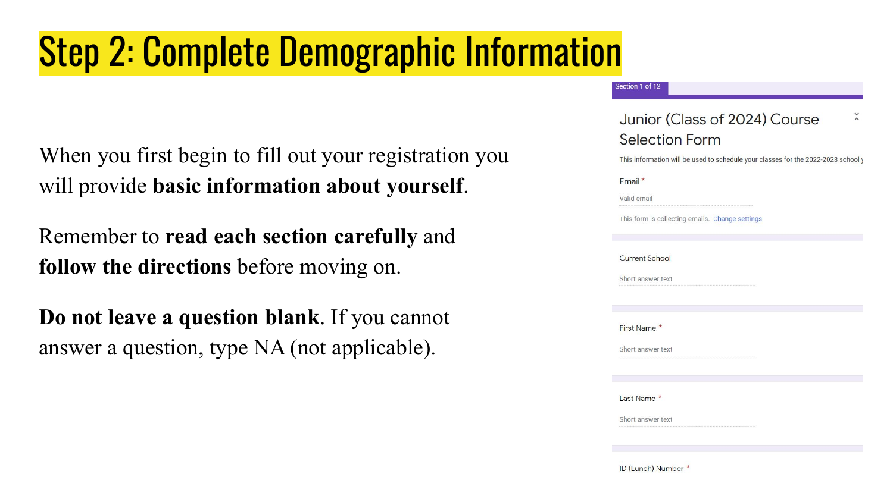# Step 2: Complete Demographic Information

When you first begin to fill out your registration you will provide **basic information about yourself**.

Remember to **read each section carefully** and **follow the directions** before moving on.

**Do not leave a question blank**. If you cannot answer a question, type NA (not applicable).

Section 1 of 12

Junior (Class of 2024) Course Selection Form

This information will be used to schedule your classes for the 2022-2023 school y

Email *

Valid email

This form is collecting emails. Change settings

Current School

Short answer text

First Name *

Short answer text

Last Name *

Short answer text

ID (Lunch) Number *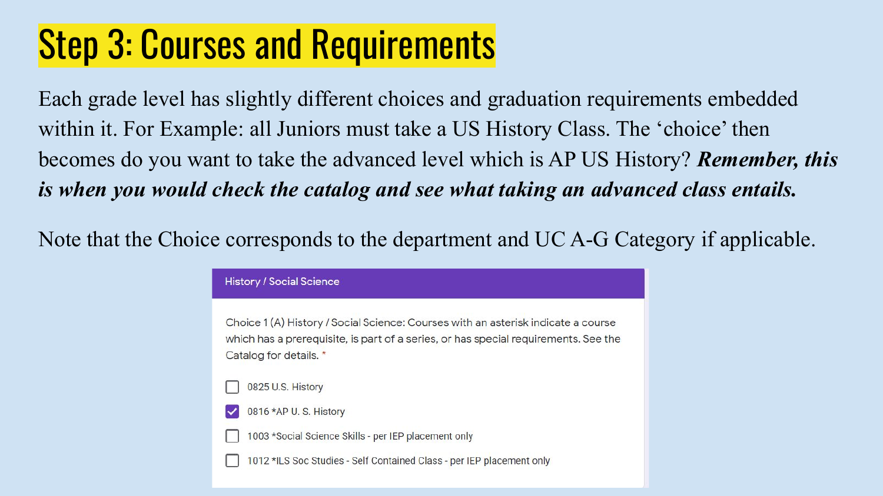# Step 3: Courses and Requirements

Each grade level has slightly different choices and graduation requirements embedded within it. For Example: all Juniors must take a US History Class. The ‘choice’ then becomes do you want to take the advanced level which is AP US History? ***Remember, this is when you would check the catalog and see what taking an advanced class entails.***

Note that the Choice corresponds to the department and UC A-G Category if applicable.

**History / Social Science**

Choice 1 (A) History / Social Science: Courses with an asterisk indicate a course which has a prerequisite, is part of a series, or has special requirements. See the Catalog for details. *

- [ ] 0825 U.S. History
- [x] 0816 *AP U. S. History
- [ ] 1003 *Social Science Skills - per IEP placement only
- [ ] 1012 *ILS Soc Studies - Self Contained Class - per IEP placement only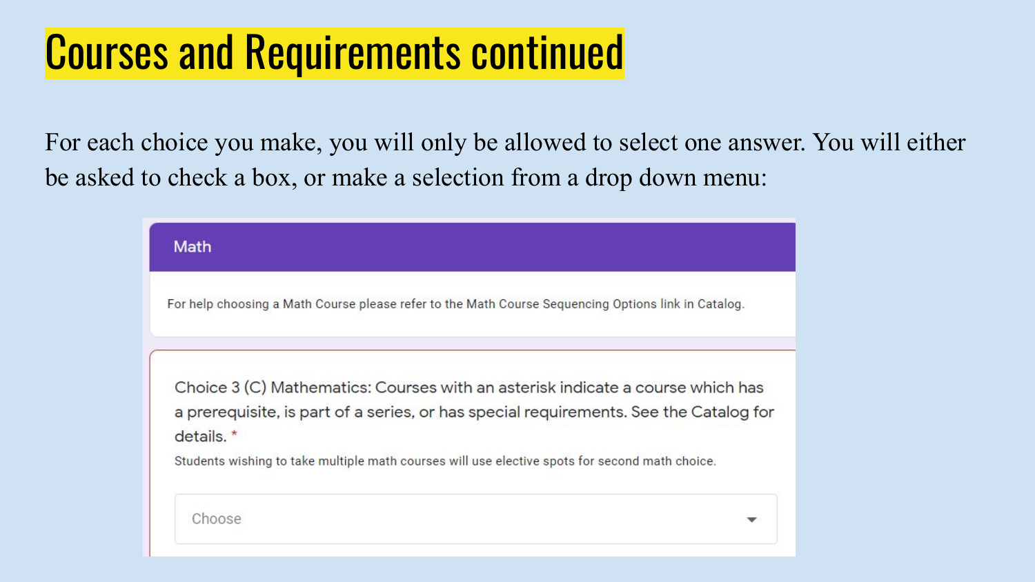# Courses and Requirements continued

For each choice you make, you will only be allowed to select one answer. You will either be asked to check a box, or make a selection from a drop down menu:

**Math**

For help choosing a Math Course please refer to the Math Course Sequencing Options link in Catalog.

Choice 3 (C) Mathematics: Courses with an asterisk indicate a course which has a prerequisite, is part of a series, or has special requirements. See the Catalog for details. *

Students wishing to take multiple math courses will use elective spots for second math choice.

Choose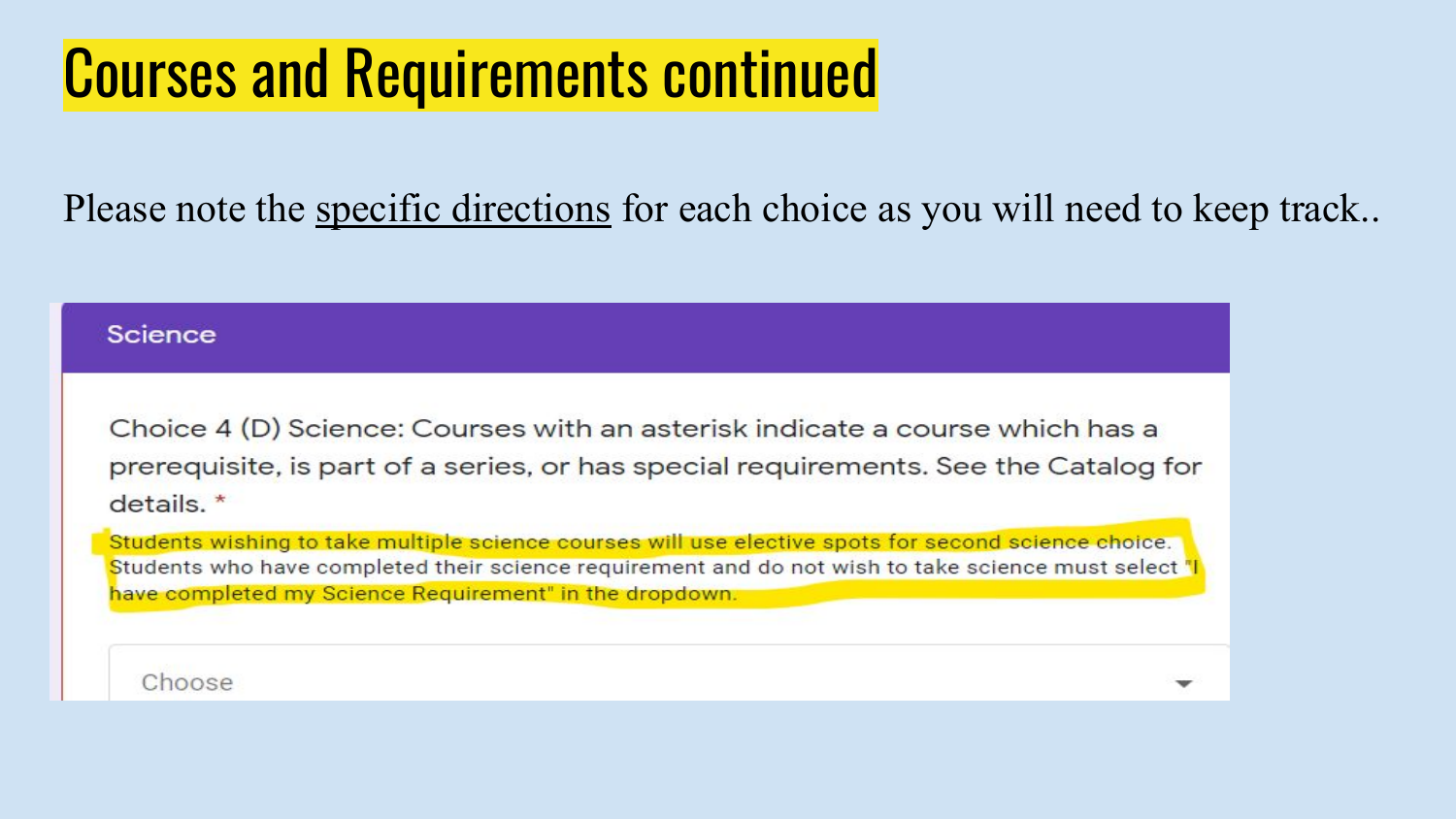# Courses and Requirements continued

Please note the specific directions for each choice as you will need to keep track..

## Science

Choice 4 (D) Science: Courses with an asterisk indicate a course which has a prerequisite, is part of a series, or has special requirements. See the Catalog for details. *

Students wishing to take multiple science courses will use elective spots for second science choice. Students who have completed their science requirement and do not wish to take science must select "I have completed my Science Requirement" in the dropdown.

Choose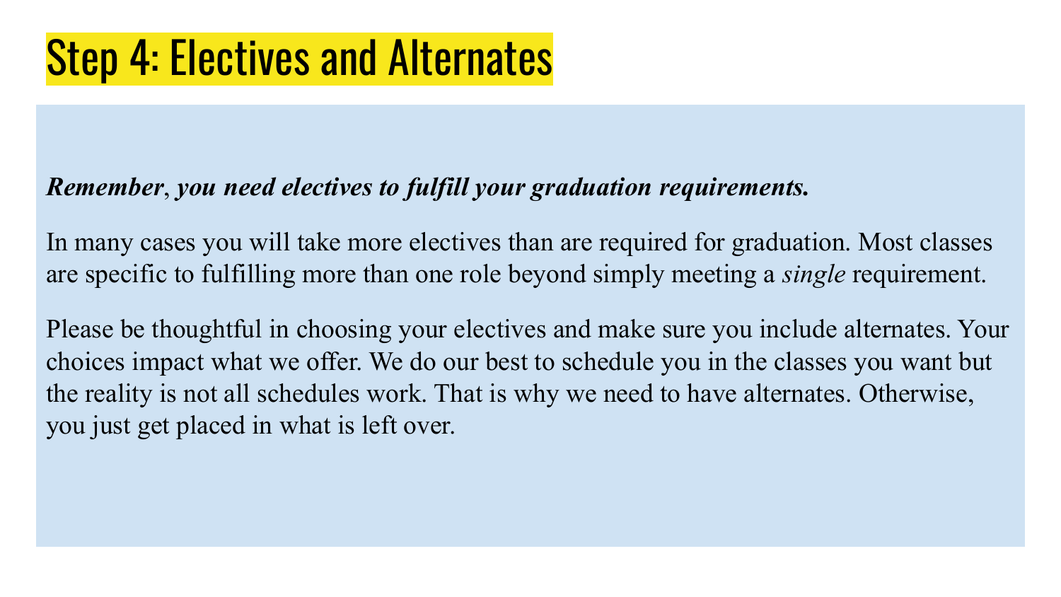# Step 4: Electives and Alternates

***Remember, you need electives to fulfill your graduation requirements.***

In many cases you will take more electives than are required for graduation. Most classes are specific to fulfilling more than one role beyond simply meeting a *single* requirement.

Please be thoughtful in choosing your electives and make sure you include alternates. Your choices impact what we offer. We do our best to schedule you in the classes you want but the reality is not all schedules work. That is why we need to have alternates. Otherwise, you just get placed in what is left over.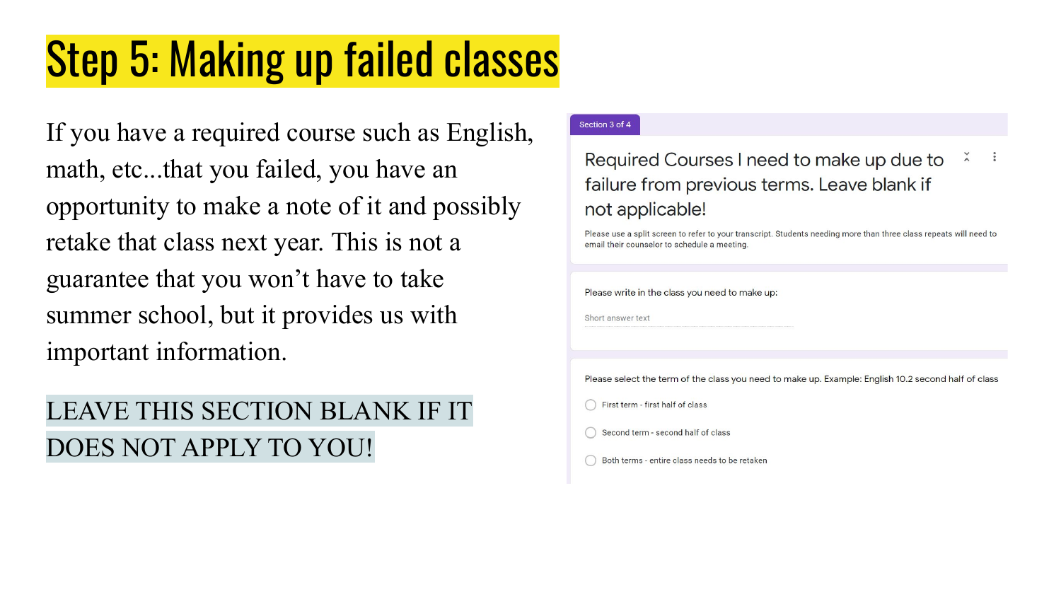# Step 5: Making up failed classes

If you have a required course such as English, math, etc...that you failed, you have an opportunity to make a note of it and possibly retake that class next year. This is not a guarantee that you won't have to take summer school, but it provides us with important information.

LEAVE THIS SECTION BLANK IF IT DOES NOT APPLY TO YOU!

Section 3 of 4

Required Courses I need to make up due to failure from previous terms. Leave blank if not applicable!

Please use a split screen to refer to your transcript. Students needing more than three class repeats will need to email their counselor to schedule a meeting.

Please write in the class you need to make up:

Short answer text

Please select the term of the class you need to make up. Example: English 10.2 second half of class

- First term - first half of class
- Second term - second half of class
- Both terms - entire class needs to be retaken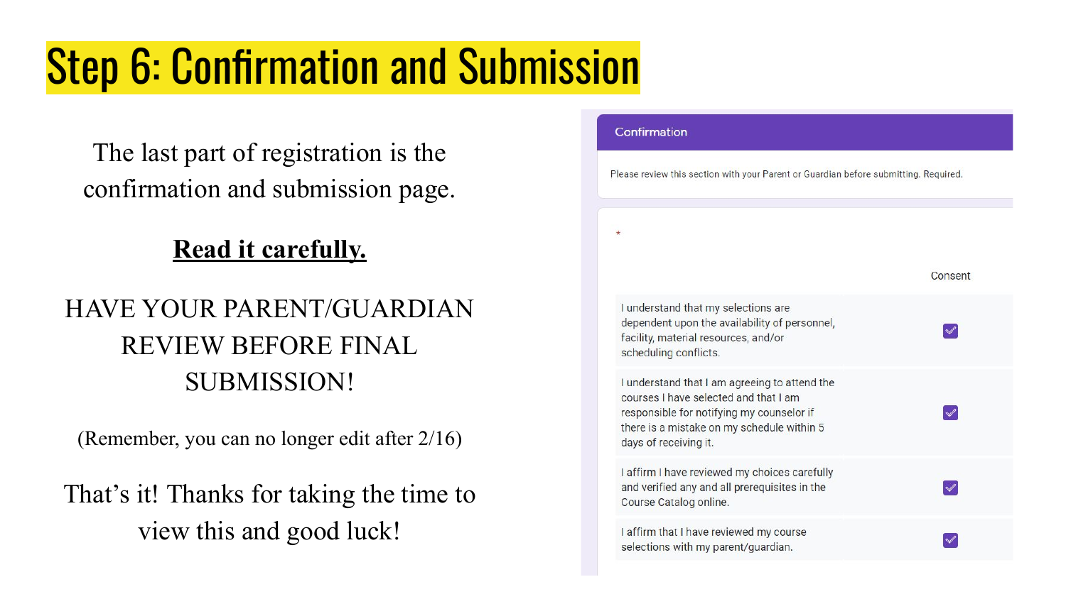# Step 6: Confirmation and Submission

The last part of registration is the confirmation and submission page.

**Read it carefully.**

HAVE YOUR PARENT/GUARDIAN REVIEW BEFORE FINAL SUBMISSION!

(Remember, you can no longer edit after 2/16)

That's it! Thanks for taking the time to view this and good luck!

**Confirmation**

Please review this section with your Parent or Guardian before submitting. Required.

*

| | Consent |
|---|---|
| I understand that my selections are dependent upon the availability of personnel, facility, material resources, and/or scheduling conflicts. | ☑ |
| I understand that I am agreeing to attend the courses I have selected and that I am responsible for notifying my counselor if there is a mistake on my schedule within 5 days of receiving it. | ☑ |
| I affirm I have reviewed my choices carefully and verified any and all prerequisites in the Course Catalog online. | ☑ |
| I affirm that I have reviewed my course selections with my parent/guardian. | ☑ |